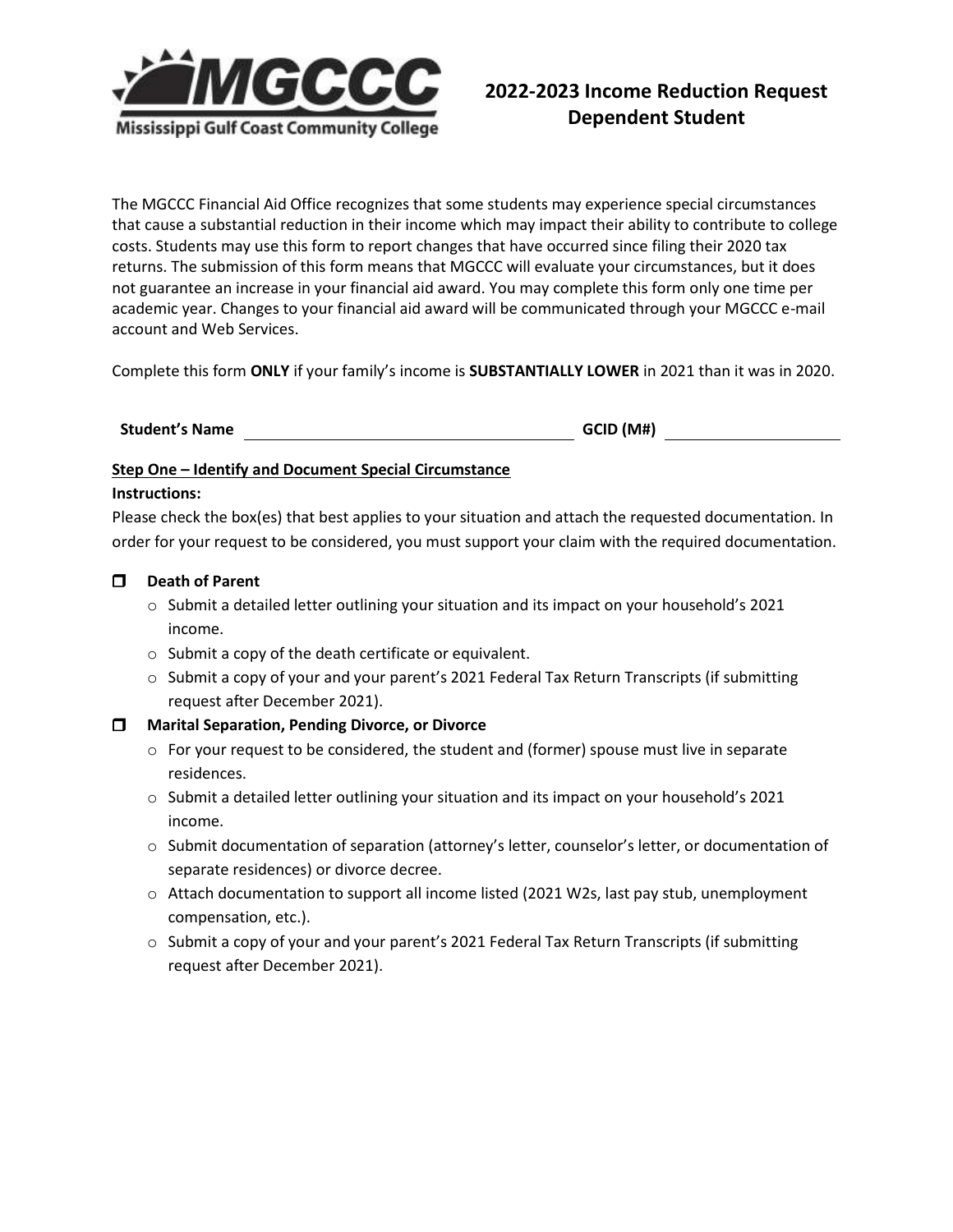Mississippi Gulf Coast Community College

# 2022-2023 Income Reduction Request Dependent Student

The MGCCC Financial Aid Office recognizes that some students may experience special circumstances that cause a substantial reduction in their income which may impact their ability to contribute to college costs. Students may use this form to report changes that have occurred since filing their 2020 tax returns. The submission of this form means that MGCCC will evaluate your circumstances, but it does not guarantee an increase in your financial aid award. You may complete this form only one time per academic year. Changes to your financial aid award will be communicated through your MGCCC e-mail account and Web Services.

Complete this form **ONLY** if your family's income is **SUBSTANTIALLY LOWER** in 2021 than it was in 2020.

**Student's Name** ______________________________ **GCID (M#)** ____________________

**Step One – Identify and Document Special Circumstance**

**Instructions:**

Please check the box(es) that best applies to your situation and attach the requested documentation. In order for your request to be considered, you must support your claim with the required documentation.

- ☐ **Death of Parent**
  - Submit a detailed letter outlining your situation and its impact on your household's 2021 income.
  - Submit a copy of the death certificate or equivalent.
  - Submit a copy of your and your parent's 2021 Federal Tax Return Transcripts (if submitting request after December 2021).
- ☐ **Marital Separation, Pending Divorce, or Divorce**
  - For your request to be considered, the student and (former) spouse must live in separate residences.
  - Submit a detailed letter outlining your situation and its impact on your household's 2021 income.
  - Submit documentation of separation (attorney's letter, counselor's letter, or documentation of separate residences) or divorce decree.
  - Attach documentation to support all income listed (2021 W2s, last pay stub, unemployment compensation, etc.).
  - Submit a copy of your and your parent's 2021 Federal Tax Return Transcripts (if submitting request after December 2021).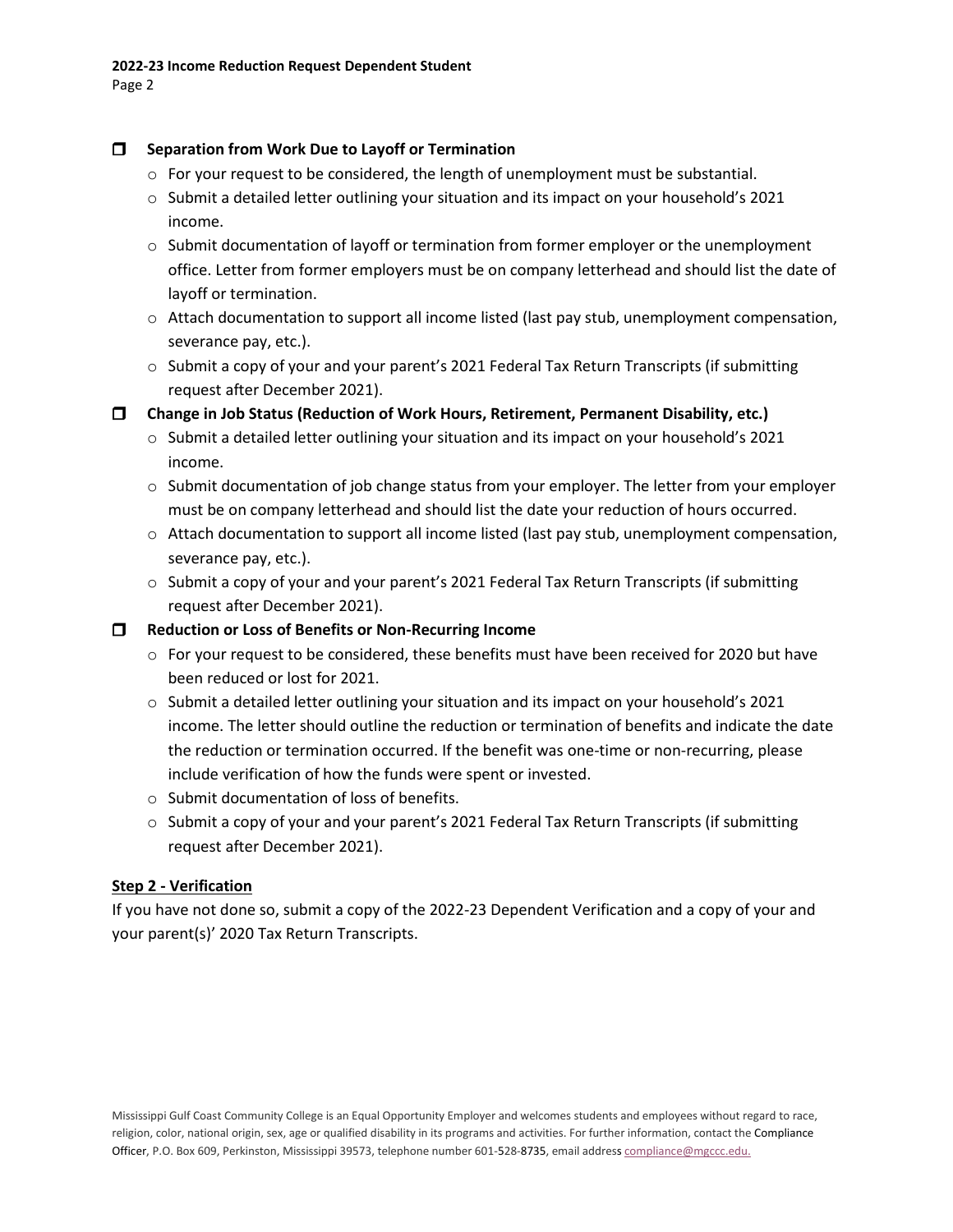- [ ] **Separation from Work Due to Layoff or Termination**
  - For your request to be considered, the length of unemployment must be substantial.
  - Submit a detailed letter outlining your situation and its impact on your household's 2021 income.
  - Submit documentation of layoff or termination from former employer or the unemployment office. Letter from former employers must be on company letterhead and should list the date of layoff or termination.
  - Attach documentation to support all income listed (last pay stub, unemployment compensation, severance pay, etc.).
  - Submit a copy of your and your parent's 2021 Federal Tax Return Transcripts (if submitting request after December 2021).
- [ ] **Change in Job Status (Reduction of Work Hours, Retirement, Permanent Disability, etc.)**
  - Submit a detailed letter outlining your situation and its impact on your household's 2021 income.
  - Submit documentation of job change status from your employer. The letter from your employer must be on company letterhead and should list the date your reduction of hours occurred.
  - Attach documentation to support all income listed (last pay stub, unemployment compensation, severance pay, etc.).
  - Submit a copy of your and your parent's 2021 Federal Tax Return Transcripts (if submitting request after December 2021).
- [ ] **Reduction or Loss of Benefits or Non-Recurring Income**
  - For your request to be considered, these benefits must have been received for 2020 but have been reduced or lost for 2021.
  - Submit a detailed letter outlining your situation and its impact on your household's 2021 income. The letter should outline the reduction or termination of benefits and indicate the date the reduction or termination occurred. If the benefit was one-time or non-recurring, please include verification of how the funds were spent or invested.
  - Submit documentation of loss of benefits.
  - Submit a copy of your and your parent's 2021 Federal Tax Return Transcripts (if submitting request after December 2021).

## Step 2 - Verification

If you have not done so, submit a copy of the 2022-23 Dependent Verification and a copy of your and your parent(s)' 2020 Tax Return Transcripts.

Mississippi Gulf Coast Community College is an Equal Opportunity Employer and welcomes students and employees without regard to race, religion, color, national origin, sex, age or qualified disability in its programs and activities. For further information, contact the Compliance Officer, P.O. Box 609, Perkinston, Mississippi 39573, telephone number 601-528-8735, email address compliance@mgccc.edu.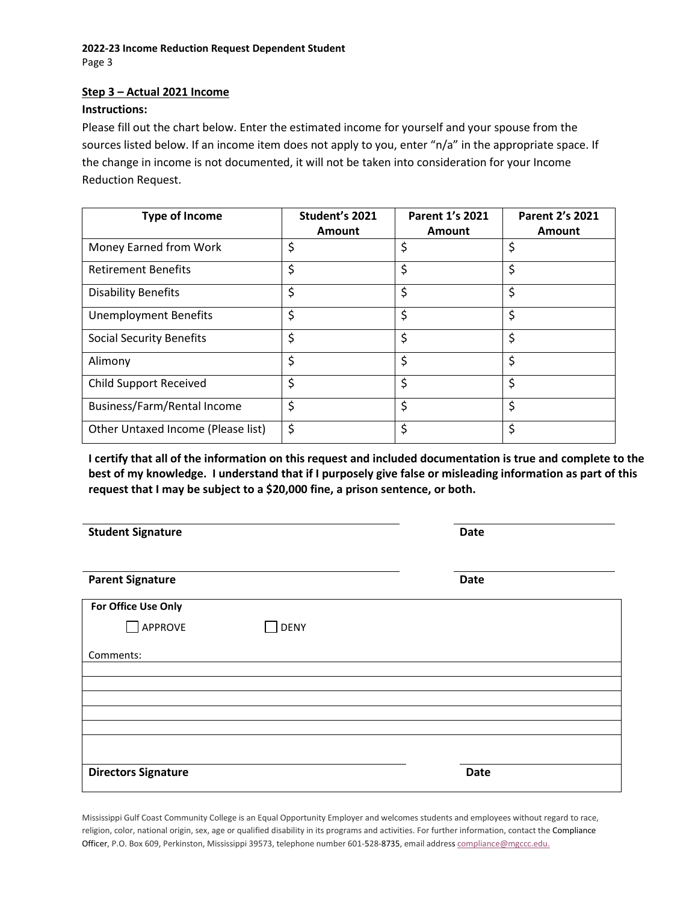**2022-23 Income Reduction Request Dependent Student**
Page 3

## Step 3 – Actual 2021 Income

**Instructions:**

Please fill out the chart below. Enter the estimated income for yourself and your spouse from the sources listed below. If an income item does not apply to you, enter "n/a" in the appropriate space. If the change in income is not documented, it will not be taken into consideration for your Income Reduction Request.

| Type of Income | Student's 2021 Amount | Parent 1's 2021 Amount | Parent 2's 2021 Amount |
|---|---|---|---|
| Money Earned from Work | $ | $ | $ |
| Retirement Benefits | $ | $ | $ |
| Disability Benefits | $ | $ | $ |
| Unemployment Benefits | $ | $ | $ |
| Social Security Benefits | $ | $ | $ |
| Alimony | $ | $ | $ |
| Child Support Received | $ | $ | $ |
| Business/Farm/Rental Income | $ | $ | $ |
| Other Untaxed Income (Please list) | $ | $ | $ |

**I certify that all of the information on this request and included documentation is true and complete to the best of my knowledge. I understand that if I purposely give false or misleading information as part of this request that I may be subject to a $20,000 fine, a prison sentence, or both.**

**Student Signature** ______________________________ **Date** ______________

**Parent Signature** ______________________________ **Date** ______________

**For Office Use Only**

☐ APPROVE ☐ DENY

Comments:

**Directors Signature** ______________________________ **Date** ______________

Mississippi Gulf Coast Community College is an Equal Opportunity Employer and welcomes students and employees without regard to race, religion, color, national origin, sex, age or qualified disability in its programs and activities. For further information, contact the Compliance Officer, P.O. Box 609, Perkinston, Mississippi 39573, telephone number 601-528-8735, email address compliance@mgccc.edu.